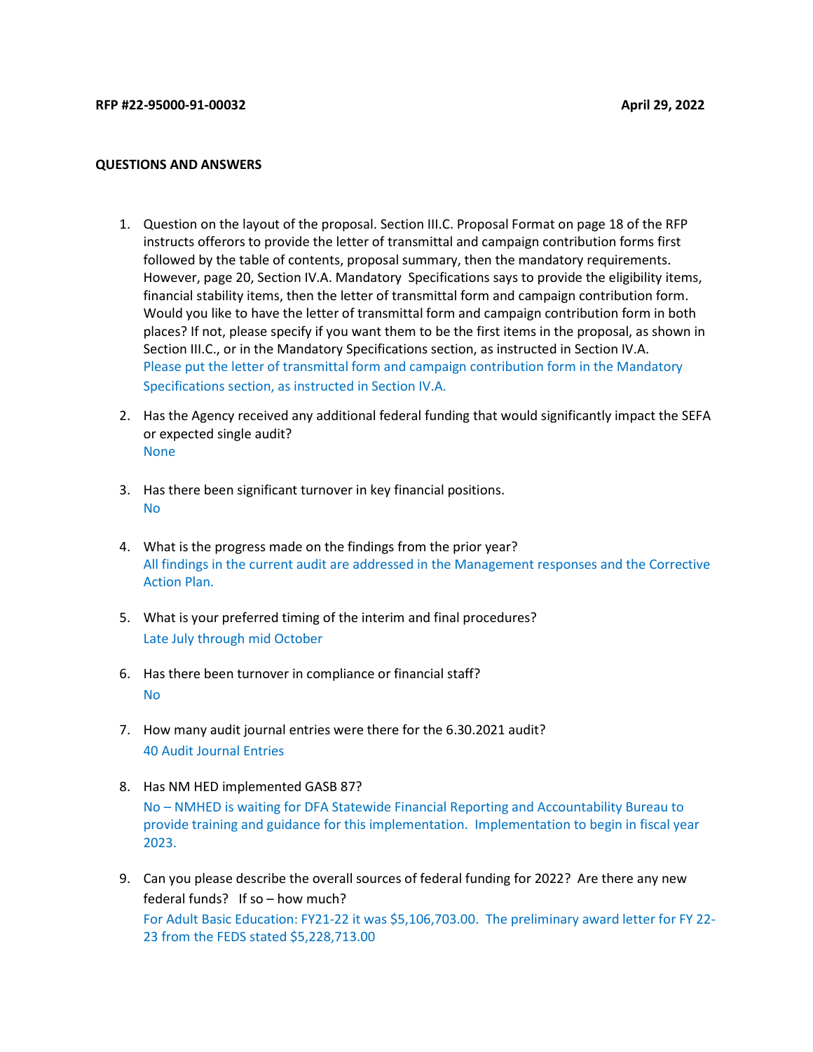**RFP #22-95000-91-00032** **April 29, 2022**

**QUESTIONS AND ANSWERS**

1. Question on the layout of the proposal. Section III.C. Proposal Format on page 18 of the RFP instructs offerors to provide the letter of transmittal and campaign contribution forms first followed by the table of contents, proposal summary, then the mandatory requirements. However, page 20, Section IV.A. Mandatory Specifications says to provide the eligibility items, financial stability items, then the letter of transmittal form and campaign contribution form. Would you like to have the letter of transmittal form and campaign contribution form in both places? If not, please specify if you want them to be the first items in the proposal, as shown in Section III.C., or in the Mandatory Specifications section, as instructed in Section IV.A.
   Please put the letter of transmittal form and campaign contribution form in the Mandatory Specifications section, as instructed in Section IV.A.

2. Has the Agency received any additional federal funding that would significantly impact the SEFA or expected single audit?
   None

3. Has there been significant turnover in key financial positions.
   No

4. What is the progress made on the findings from the prior year?
   All findings in the current audit are addressed in the Management responses and the Corrective Action Plan.

5. What is your preferred timing of the interim and final procedures?
   Late July through mid October

6. Has there been turnover in compliance or financial staff?
   No

7. How many audit journal entries were there for the 6.30.2021 audit?
   40 Audit Journal Entries

8. Has NM HED implemented GASB 87?
   No – NMHED is waiting for DFA Statewide Financial Reporting and Accountability Bureau to provide training and guidance for this implementation. Implementation to begin in fiscal year 2023.

9. Can you please describe the overall sources of federal funding for 2022? Are there any new federal funds? If so – how much?
   For Adult Basic Education: FY21-22 it was $5,106,703.00. The preliminary award letter for FY 22-23 from the FEDS stated $5,228,713.00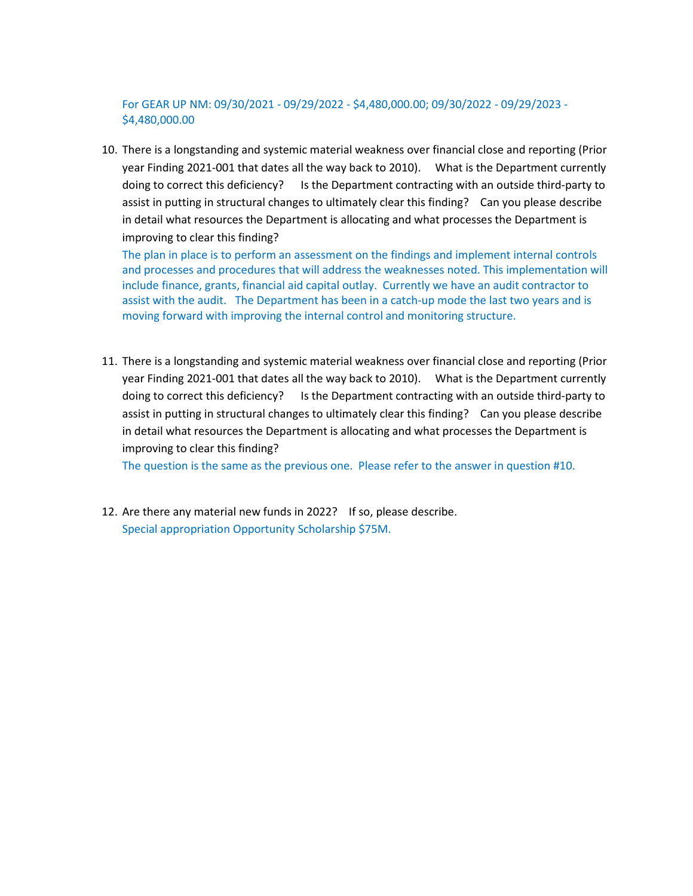For GEAR UP NM: 09/30/2021 - 09/29/2022 - $4,480,000.00; 09/30/2022 - 09/29/2023 - $4,480,000.00

10. There is a longstanding and systemic material weakness over financial close and reporting (Prior year Finding 2021-001 that dates all the way back to 2010). What is the Department currently doing to correct this deficiency? Is the Department contracting with an outside third-party to assist in putting in structural changes to ultimately clear this finding? Can you please describe in detail what resources the Department is allocating and what processes the Department is improving to clear this finding?

    The plan in place is to perform an assessment on the findings and implement internal controls and processes and procedures that will address the weaknesses noted. This implementation will include finance, grants, financial aid capital outlay. Currently we have an audit contractor to assist with the audit. The Department has been in a catch-up mode the last two years and is moving forward with improving the internal control and monitoring structure.

11. There is a longstanding and systemic material weakness over financial close and reporting (Prior year Finding 2021-001 that dates all the way back to 2010). What is the Department currently doing to correct this deficiency? Is the Department contracting with an outside third-party to assist in putting in structural changes to ultimately clear this finding? Can you please describe in detail what resources the Department is allocating and what processes the Department is improving to clear this finding?

    The question is the same as the previous one. Please refer to the answer in question #10.

12. Are there any material new funds in 2022? If so, please describe.

    Special appropriation Opportunity Scholarship $75M.